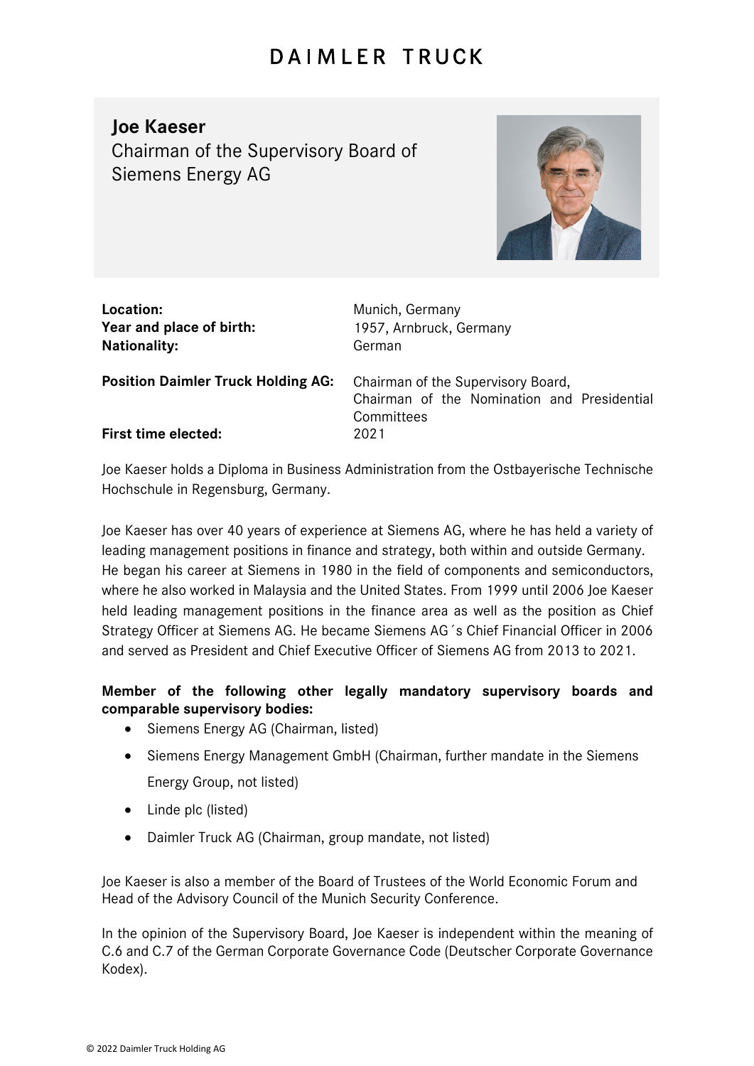# DAIMLER TRUCK

## Joe Kaeser

Chairman of the Supervisory Board of Siemens Energy AG

| | |
|---|---|
| **Location:** | Munich, Germany |
| **Year and place of birth:** | 1957, Arnbruck, Germany |
| **Nationality:** | German |
| **Position Daimler Truck Holding AG:** | Chairman of the Supervisory Board, Chairman of the Nomination and Presidential Committees |
| **First time elected:** | 2021 |

Joe Kaeser holds a Diploma in Business Administration from the Ostbayerische Technische Hochschule in Regensburg, Germany.

Joe Kaeser has over 40 years of experience at Siemens AG, where he has held a variety of leading management positions in finance and strategy, both within and outside Germany. He began his career at Siemens in 1980 in the field of components and semiconductors, where he also worked in Malaysia and the United States. From 1999 until 2006 Joe Kaeser held leading management positions in the finance area as well as the position as Chief Strategy Officer at Siemens AG. He became Siemens AG´s Chief Financial Officer in 2006 and served as President and Chief Executive Officer of Siemens AG from 2013 to 2021.

**Member of the following other legally mandatory supervisory boards and comparable supervisory bodies:**

- Siemens Energy AG (Chairman, listed)
- Siemens Energy Management GmbH (Chairman, further mandate in the Siemens Energy Group, not listed)
- Linde plc (listed)
- Daimler Truck AG (Chairman, group mandate, not listed)

Joe Kaeser is also a member of the Board of Trustees of the World Economic Forum and Head of the Advisory Council of the Munich Security Conference.

In the opinion of the Supervisory Board, Joe Kaeser is independent within the meaning of C.6 and C.7 of the German Corporate Governance Code (Deutscher Corporate Governance Kodex).

© 2022 Daimler Truck Holding AG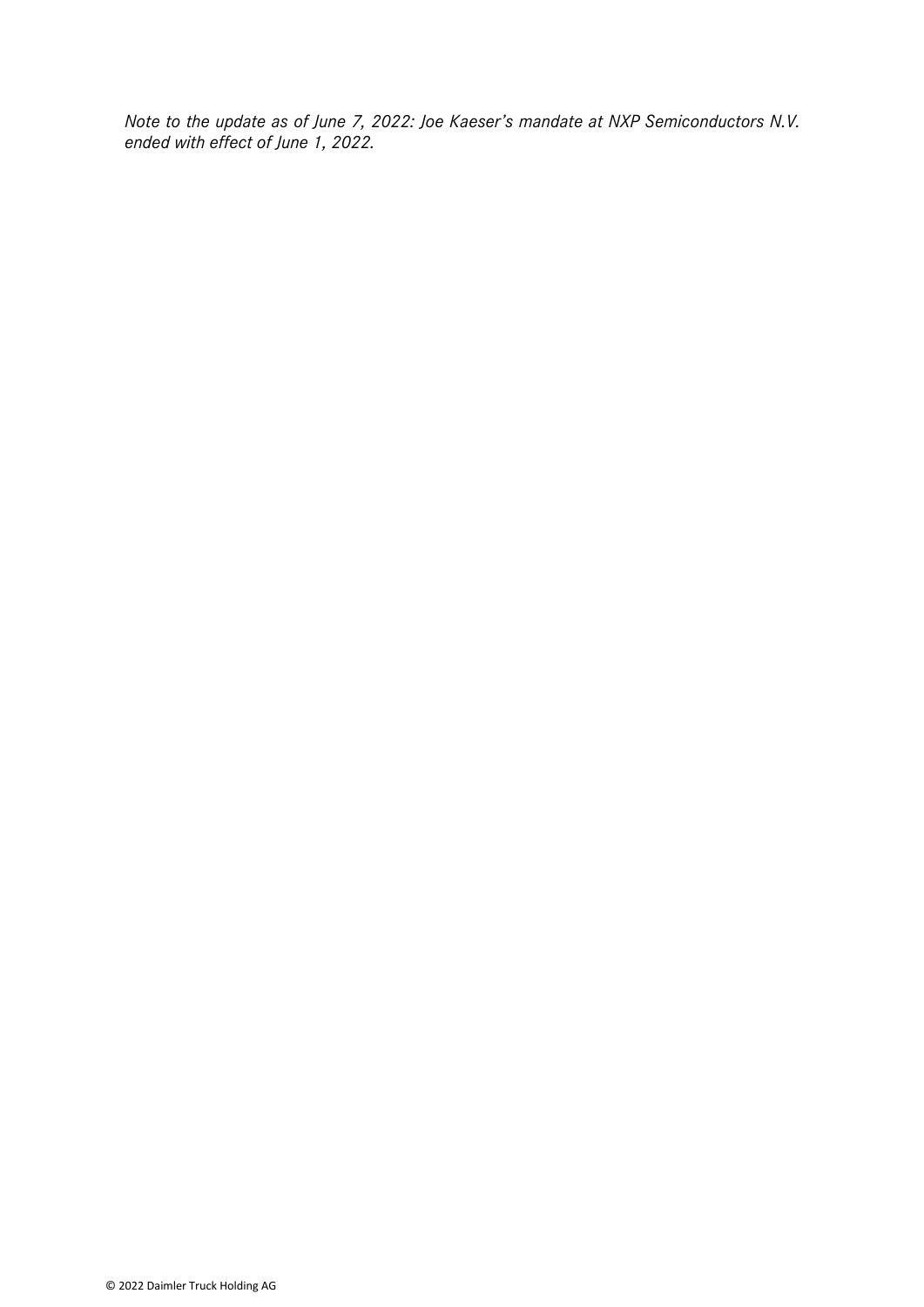*Note to the update as of June 7, 2022: Joe Kaeser's mandate at NXP Semiconductors N.V. ended with effect of June 1, 2022.*

© 2022 Daimler Truck Holding AG